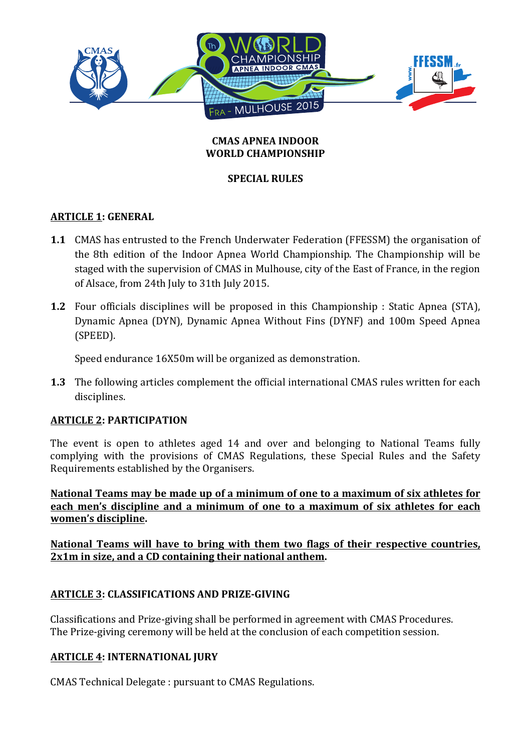**CMAS APNEA INDOOR**
**WORLD CHAMPIONSHIP**

**SPECIAL RULES**

## ARTICLE 1: GENERAL

**1.1** CMAS has entrusted to the French Underwater Federation (FFESSM) the organisation of the 8th edition of the Indoor Apnea World Championship. The Championship will be staged with the supervision of CMAS in Mulhouse, city of the East of France, in the region of Alsace, from 24th July to 31th July 2015.

**1.2** Four officials disciplines will be proposed in this Championship : Static Apnea (STA), Dynamic Apnea (DYN), Dynamic Apnea Without Fins (DYNF) and 100m Speed Apnea (SPEED).

Speed endurance 16X50m will be organized as demonstration.

**1.3** The following articles complement the official international CMAS rules written for each disciplines.

## ARTICLE 2: PARTICIPATION

The event is open to athletes aged 14 and over and belonging to National Teams fully complying with the provisions of CMAS Regulations, these Special Rules and the Safety Requirements established by the Organisers.

**National Teams may be made up of a minimum of one to a maximum of six athletes for each men's discipline and a minimum of one to a maximum of six athletes for each women's discipline.**

**National Teams will have to bring with them two flags of their respective countries, 2x1m in size, and a CD containing their national anthem.**

## ARTICLE 3: CLASSIFICATIONS AND PRIZE-GIVING

Classifications and Prize-giving shall be performed in agreement with CMAS Procedures.
The Prize-giving ceremony will be held at the conclusion of each competition session.

## ARTICLE 4: INTERNATIONAL JURY

CMAS Technical Delegate : pursuant to CMAS Regulations.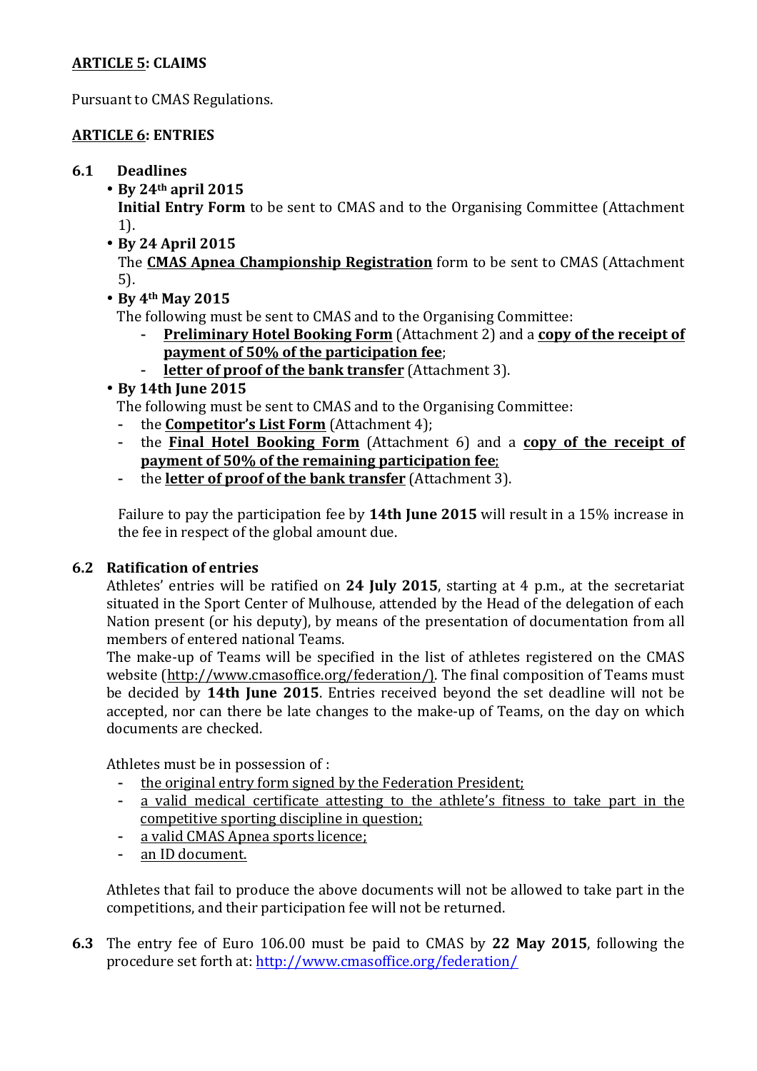**ARTICLE 5: CLAIMS**

Pursuant to CMAS Regulations.

**ARTICLE 6: ENTRIES**

**6.1 Deadlines**

- **By 24th april 2015**
  **Initial Entry Form** to be sent to CMAS and to the Organising Committee (Attachment 1).
- **By 24 April 2015**
  The **CMAS Apnea Championship Registration** form to be sent to CMAS (Attachment 5).
- **By 4th May 2015**
  The following must be sent to CMAS and to the Organising Committee:
  - **Preliminary Hotel Booking Form** (Attachment 2) and a **copy of the receipt of payment of 50% of the participation fee**;
  - **letter of proof of the bank transfer** (Attachment 3).
- **By 14th June 2015**
  The following must be sent to CMAS and to the Organising Committee:
  - the **Competitor's List Form** (Attachment 4);
  - the **Final Hotel Booking Form** (Attachment 6) and a **copy of the receipt of payment of 50% of the remaining participation fee**;
  - the **letter of proof of the bank transfer** (Attachment 3).

  Failure to pay the participation fee by **14th June 2015** will result in a 15% increase in the fee in respect of the global amount due.

**6.2 Ratification of entries**

Athletes' entries will be ratified on **24 July 2015**, starting at 4 p.m., at the secretariat situated in the Sport Center of Mulhouse, attended by the Head of the delegation of each Nation present (or his deputy), by means of the presentation of documentation from all members of entered national Teams.

The make-up of Teams will be specified in the list of athletes registered on the CMAS website (http://www.cmasoffice.org/federation/). The final composition of Teams must be decided by **14th June 2015**. Entries received beyond the set deadline will not be accepted, nor can there be late changes to the make-up of Teams, on the day on which documents are checked.

Athletes must be in possession of :

- the original entry form signed by the Federation President;
- a valid medical certificate attesting to the athlete's fitness to take part in the competitive sporting discipline in question;
- a valid CMAS Apnea sports licence;
- an ID document.

Athletes that fail to produce the above documents will not be allowed to take part in the competitions, and their participation fee will not be returned.

**6.3** The entry fee of Euro 106.00 must be paid to CMAS by **22 May 2015**, following the procedure set forth at: http://www.cmasoffice.org/federation/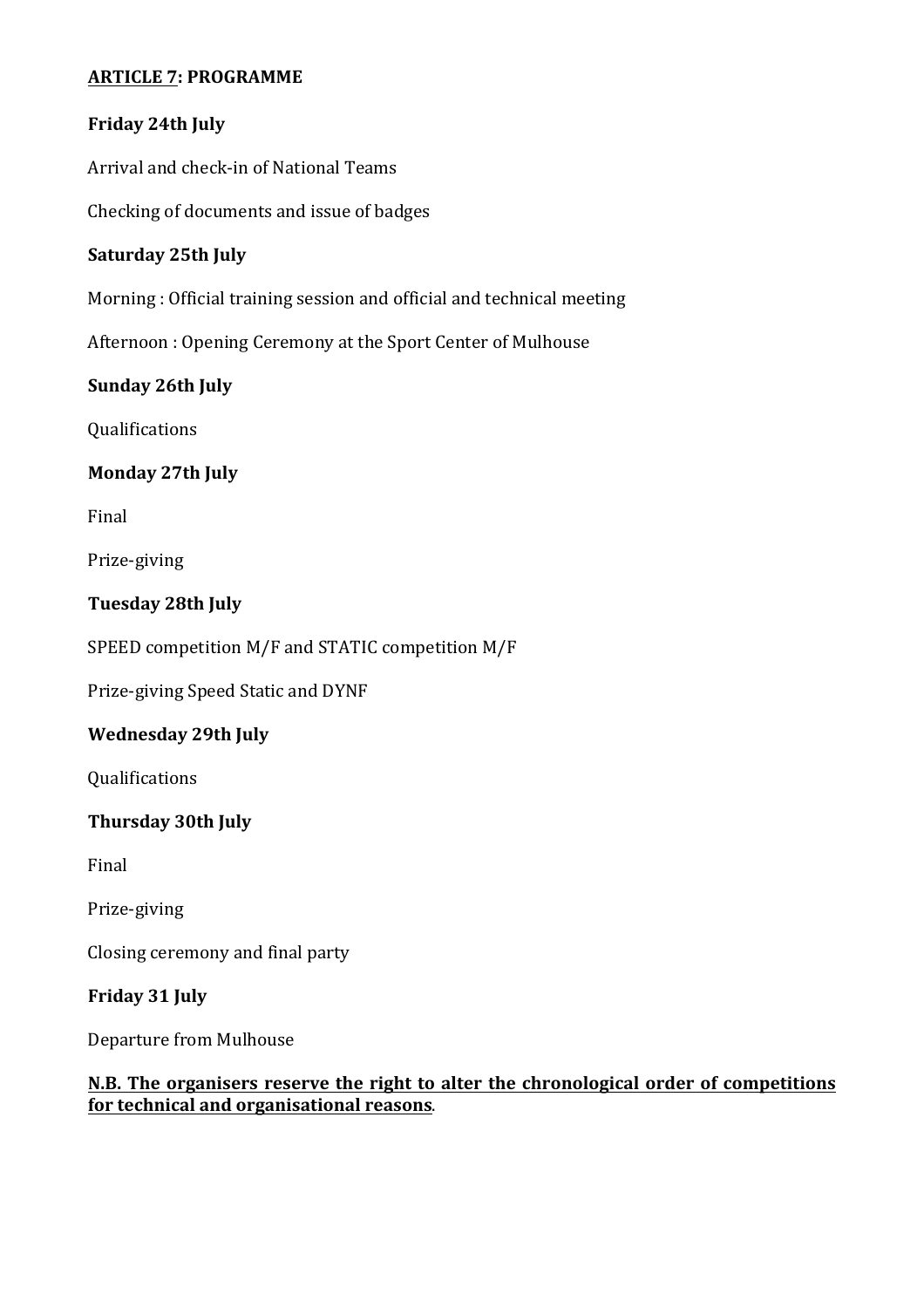**ARTICLE 7: PROGRAMME**

**Friday 24th July**

Arrival and check-in of National Teams

Checking of documents and issue of badges

**Saturday 25th July**

Morning : Official training session and official and technical meeting

Afternoon : Opening Ceremony at the Sport Center of Mulhouse

**Sunday 26th July**

Qualifications

**Monday 27th July**

Final

Prize-giving

**Tuesday 28th July**

SPEED competition M/F and STATIC competition M/F

Prize-giving Speed Static and DYNF

**Wednesday 29th July**

Qualifications

**Thursday 30th July**

Final

Prize-giving

Closing ceremony and final party

**Friday 31 July**

Departure from Mulhouse

**N.B. The organisers reserve the right to alter the chronological order of competitions for technical and organisational reasons**.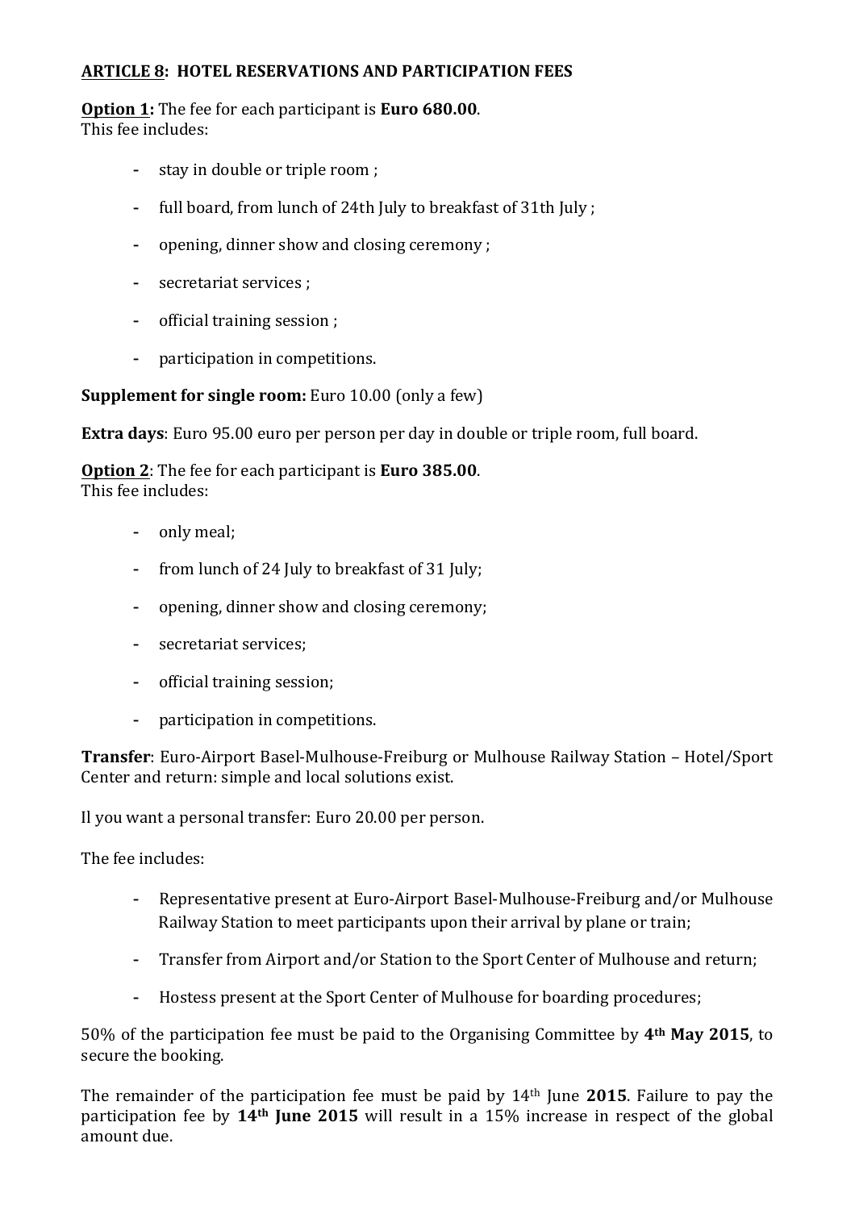**ARTICLE 8: HOTEL RESERVATIONS AND PARTICIPATION FEES**

**Option 1:** The fee for each participant is **Euro 680.00**.
This fee includes:

- stay in double or triple room ;
- full board, from lunch of 24th July to breakfast of 31th July ;
- opening, dinner show and closing ceremony ;
- secretariat services ;
- official training session ;
- participation in competitions.

**Supplement for single room:** Euro 10.00 (only a few)

**Extra days**: Euro 95.00 euro per person per day in double or triple room, full board.

**Option 2**: The fee for each participant is **Euro 385.00**.
This fee includes:

- only meal;
- from lunch of 24 July to breakfast of 31 July;
- opening, dinner show and closing ceremony;
- secretariat services;
- official training session;
- participation in competitions.

**Transfer**: Euro-Airport Basel-Mulhouse-Freiburg or Mulhouse Railway Station – Hotel/Sport Center and return: simple and local solutions exist.

Il you want a personal transfer: Euro 20.00 per person.

The fee includes:

- Representative present at Euro-Airport Basel-Mulhouse-Freiburg and/or Mulhouse Railway Station to meet participants upon their arrival by plane or train;
- Transfer from Airport and/or Station to the Sport Center of Mulhouse and return;
- Hostess present at the Sport Center of Mulhouse for boarding procedures;

50% of the participation fee must be paid to the Organising Committee by **4th May 2015**, to secure the booking.

The remainder of the participation fee must be paid by 14th June **2015**. Failure to pay the participation fee by **14th June 2015** will result in a 15% increase in respect of the global amount due.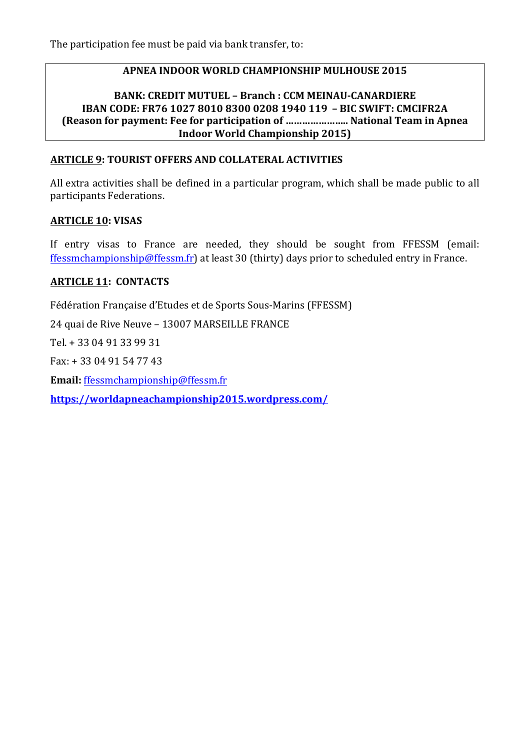The participation fee must be paid via bank transfer, to:

> **APNEA INDOOR WORLD CHAMPIONSHIP MULHOUSE 2015**
>
> **BANK: CREDIT MUTUEL – Branch : CCM MEINAU-CANARDIERE**
> **IBAN CODE: FR76 1027 8010 8300 0208 1940 119 – BIC SWIFT: CMCIFR2A**
> **(Reason for payment: Fee for participation of ………………….. National Team in Apnea Indoor World Championship 2015)**

## <u>ARTICLE 9</u>: TOURIST OFFERS AND COLLATERAL ACTIVITIES

All extra activities shall be defined in a particular program, which shall be made public to all participants Federations.

## <u>ARTICLE 10</u>: VISAS

If entry visas to France are needed, they should be sought from FFESSM (email: ffessmchampionship@ffessm.fr) at least 30 (thirty) days prior to scheduled entry in France.

## <u>ARTICLE 11</u>: CONTACTS

Fédération Française d'Etudes et de Sports Sous-Marins (FFESSM)

24 quai de Rive Neuve – 13007 MARSEILLE FRANCE

Tel. + 33 04 91 33 99 31

Fax: + 33 04 91 54 77 43

**Email:** ffessmchampionship@ffessm.fr

**https://worldapneachampionship2015.wordpress.com/**